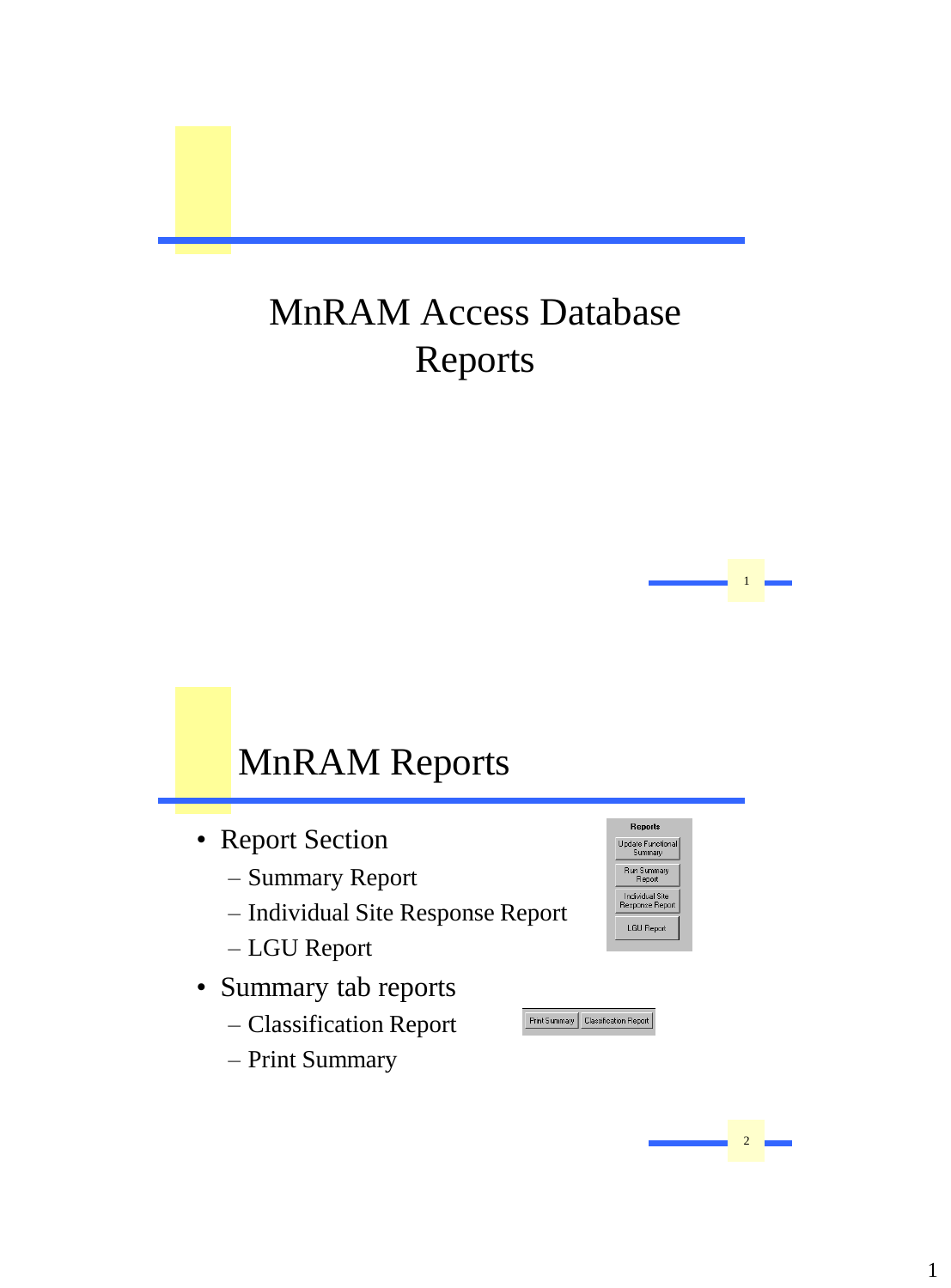# MnRAM Access Database Reports

## MnRAM Reports

- Report Section
  - Summary Report
  - Individual Site Response Report
  - LGU Report
- Summary tab reports
  - Classification Report
  - Print Summary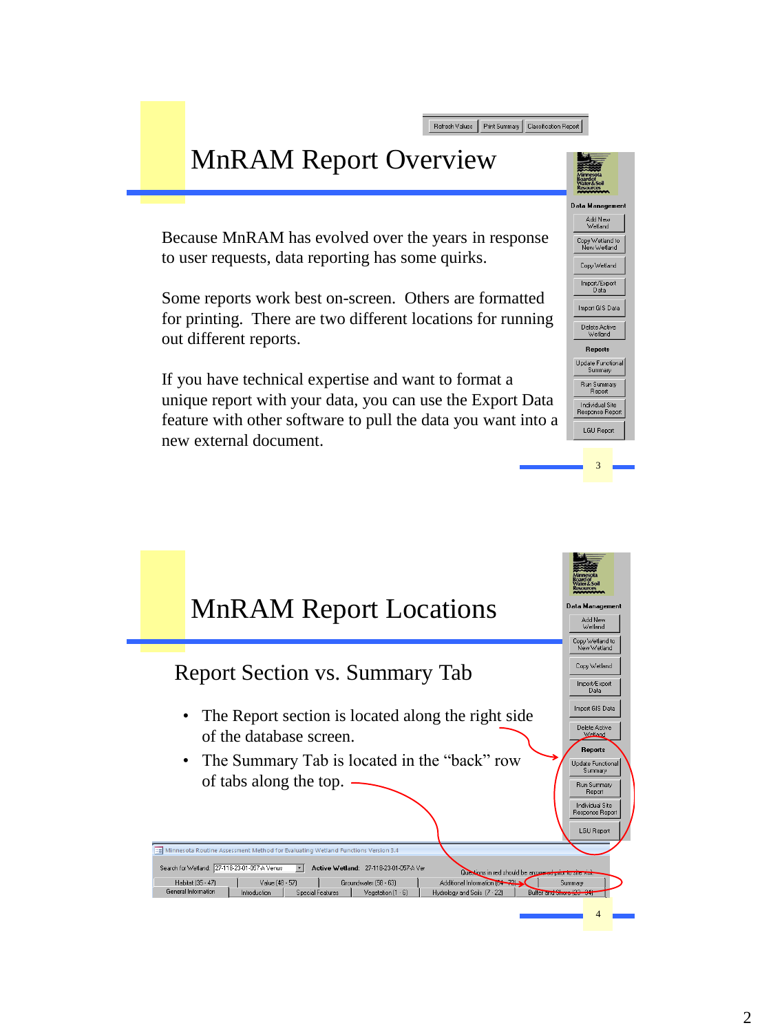# MnRAM Report Overview

Because MnRAM has evolved over the years in response to user requests, data reporting has some quirks.

Some reports work best on-screen. Others are formatted for printing. There are two different locations for running out different reports.

If you have technical expertise and want to format a unique report with your data, you can use the Export Data feature with other software to pull the data you want into a new external document.

# MnRAM Report Locations

## Report Section vs. Summary Tab

- The Report section is located along the right side of the database screen.
- The Summary Tab is located in the “back” row of tabs along the top.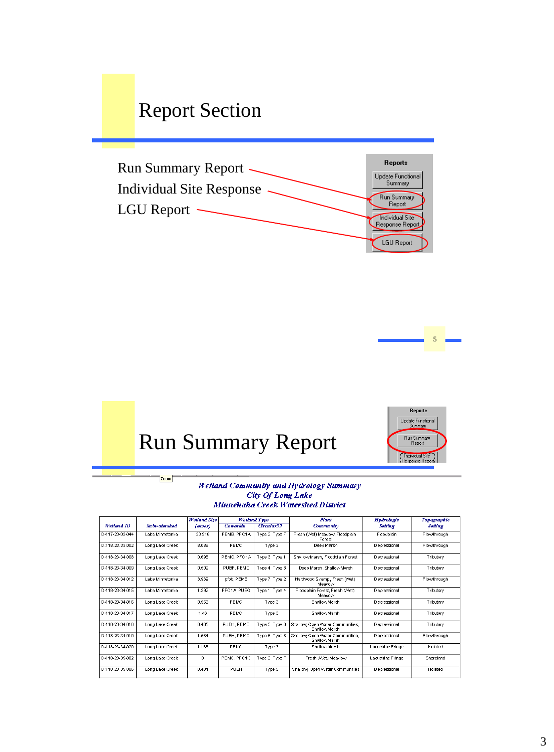# Report Section

Run Summary Report

Individual Site Response

LGU Report

Reports

- Update Functional Summary
- Run Summary Report
- Individual Site Response Report
- LGU Report

# Run Summary Report

*Wetland Community and Hydrology Summary*
*City Of Long Lake*
*Minnehaha Creek Watershed District*

| Wetland ID | Subwatershed | Wetland Size (acres) | Wetland Type Cowardin | Wetland Type Circular39 | Plant Community | Hydrologic Setting | Topographic Setting |
|---|---|---|---|---|---|---|---|
| D-117-23-03-044 | Lake Minnetonka | 33.916 | PEMB, PFO1A | Type 2, Type 7 | Fresh (Wet) Meadow, Floodplain Forest | Floodplain | Flowthrough |
| D-118-23-33-002 | Long Lake Creek | 8.038 | PEMC | Type 3 | Deep Marsh | Depressional | Flowthrough |
| D-118-23-34-008 | Long Lake Creek | 0.696 | PEMC, PFO1A | Type 3, Type 1 | ShallowMarsh, Floodplain Forest | Depressional | Tributary |
| D-118-23-34-009 | Long Lake Creek | 0.509 | PUBF, PEMC | Type 4, Type 3 | Deep Marsh, ShallowMarsh | Depressional | Tributary |
| D-118-23-34-012 | Lake Minnetonka | 3.959 | pfob, PEMB | Type 7, Type 2 | Hardwood Swamp, Fresh (Wet) Meadow | Depressional | Flowthrough |
| D-118-23-34-015 | Lake Minnetonka | 1.392 | PFO1A, PUBO | Type 1, Type 4 | Floodplain Forest, Fresh (Wet) Meadow | Depressional | Tributary |
| D-118-23-34-016 | Long Lake Creek | 0.563 | PEMC | Type 3 | ShallowMarsh | Depressional | Tributary |
| D-118-23-34-017 | Long Lake Creek | 1.46 | PEMC | Type 3 | ShallowMarsh | Depressional | Tributary |
| D-118-23-34-018 | Long Lake Creek | 0.485 | PUBH, PEMC | Type 5, Type 3 | Shallow, Open Water Communities, ShallowMarsh | Depressional | Tributary |
| D-118-23-34-019 | Long Lake Creek | 1.554 | PUBH, PEMC | Type 5, Type 3 | Shallow, Open Water Communities, ShallowMarsh | Depressional | Flowthrough |
| D-118-23-34-020 | Long Lake Creek | 1.186 | PEMC | Type 3 | ShallowMarsh | Lacustrine Fringe | Isolated |
| D-118-23-35-002 | Long Lake Creek | 0 | PEMC, PFO1C | Type 2, Type 7 | Fresh (Wet) Meadow | Lacustrine Fringe | Shoreland |
| D-118-23-35-006 | Long Lake Creek | 0.484 | PUBH | Type 5 | Shallow, Open Water Communities | Depressional | Isolated |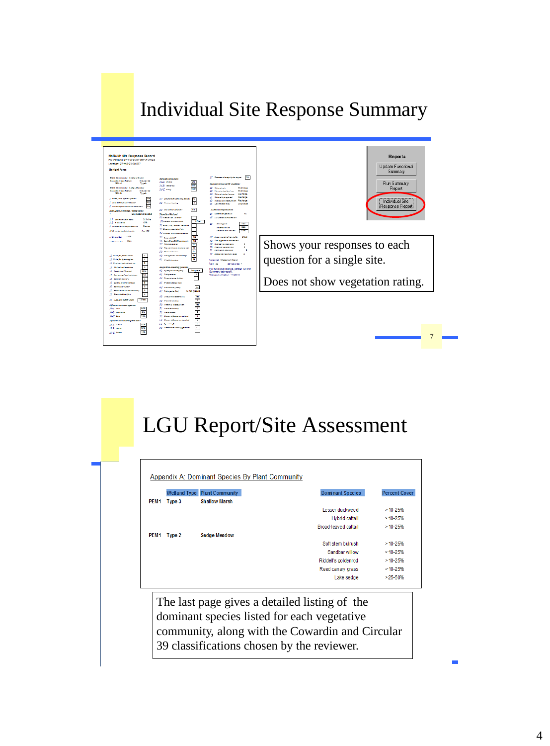# Individual Site Response Summary

Reports

Update Functional Summary

Run Summary Report

Individual Site Response Report

Shows your responses to each question for a single site.

Does not show vegetation rating.

# LGU Report/Site Assessment

Appendix A: Dominant Species By Plant Community

| | Wetland Type | Plant Community | Dominant Species | Percent Cover |
|---|---|---|---|---|
| PEM1 | Type 3 | Shallow Marsh | | |
| | | | Lesser duckweed | >10-25% |
| | | | Hybrid cattail | >10-25% |
| | | | Broad-leaved cattail | >10-25% |
| PEM1 | Type 2 | Sedge Meadow | | |
| | | | Soft stem bulrush | >10-25% |
| | | | Sandbar willow | >10-25% |
| | | | Riddell's goldenrod | >10-25% |
| | | | Reed canary grass | >10-25% |
| | | | Lake sedge | >25-50% |

The last page gives a detailed listing of the dominant species listed for each vegetative community, along with the Cowardin and Circular 39 classifications chosen by the reviewer.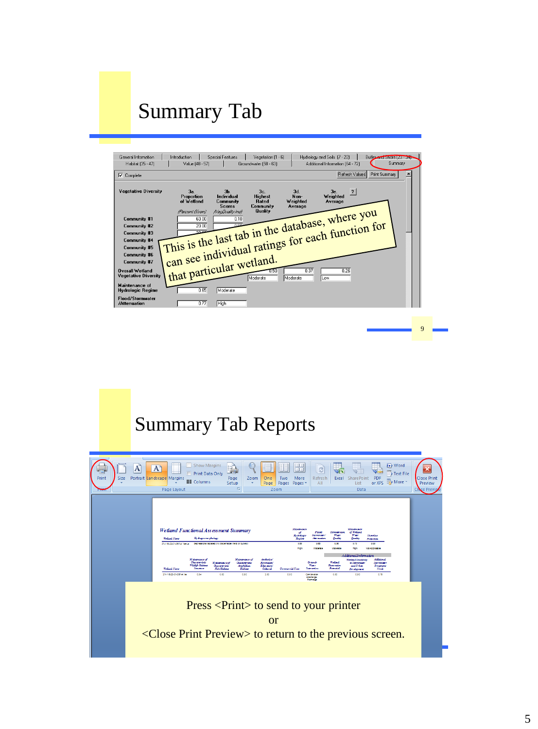# Summary Tab

This is the last tab in the database, where you can see individual ratings for each function for that particular wetland.

# Summary Tab Reports

Press <Print> to send to your printer
or
<Close Print Preview> to return to the previous screen.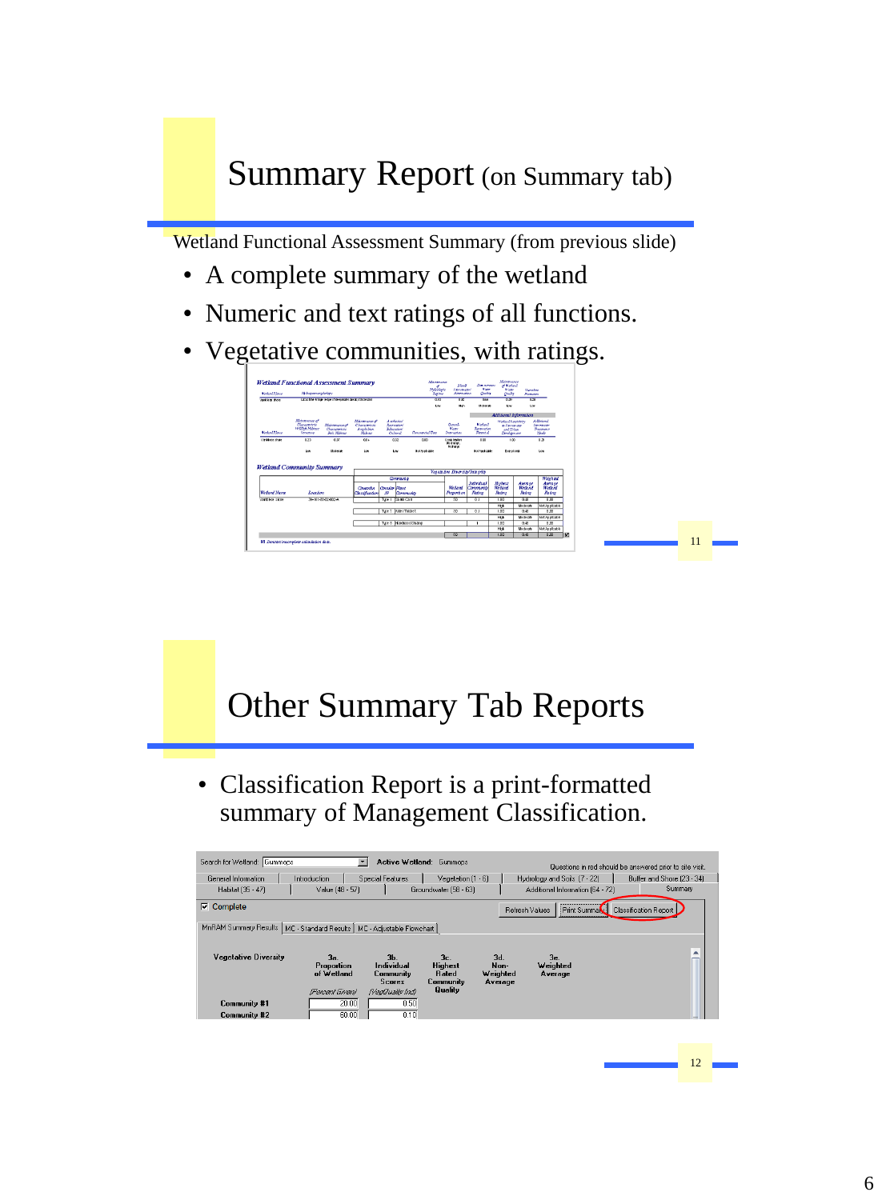# Summary Report (on Summary tab)

Wetland Functional Assessment Summary (from previous slide)

- A complete summary of the wetland
- Numeric and text ratings of all functions.
- Vegetative communities, with ratings.

# Other Summary Tab Reports

- Classification Report is a print-formatted summary of Management Classification.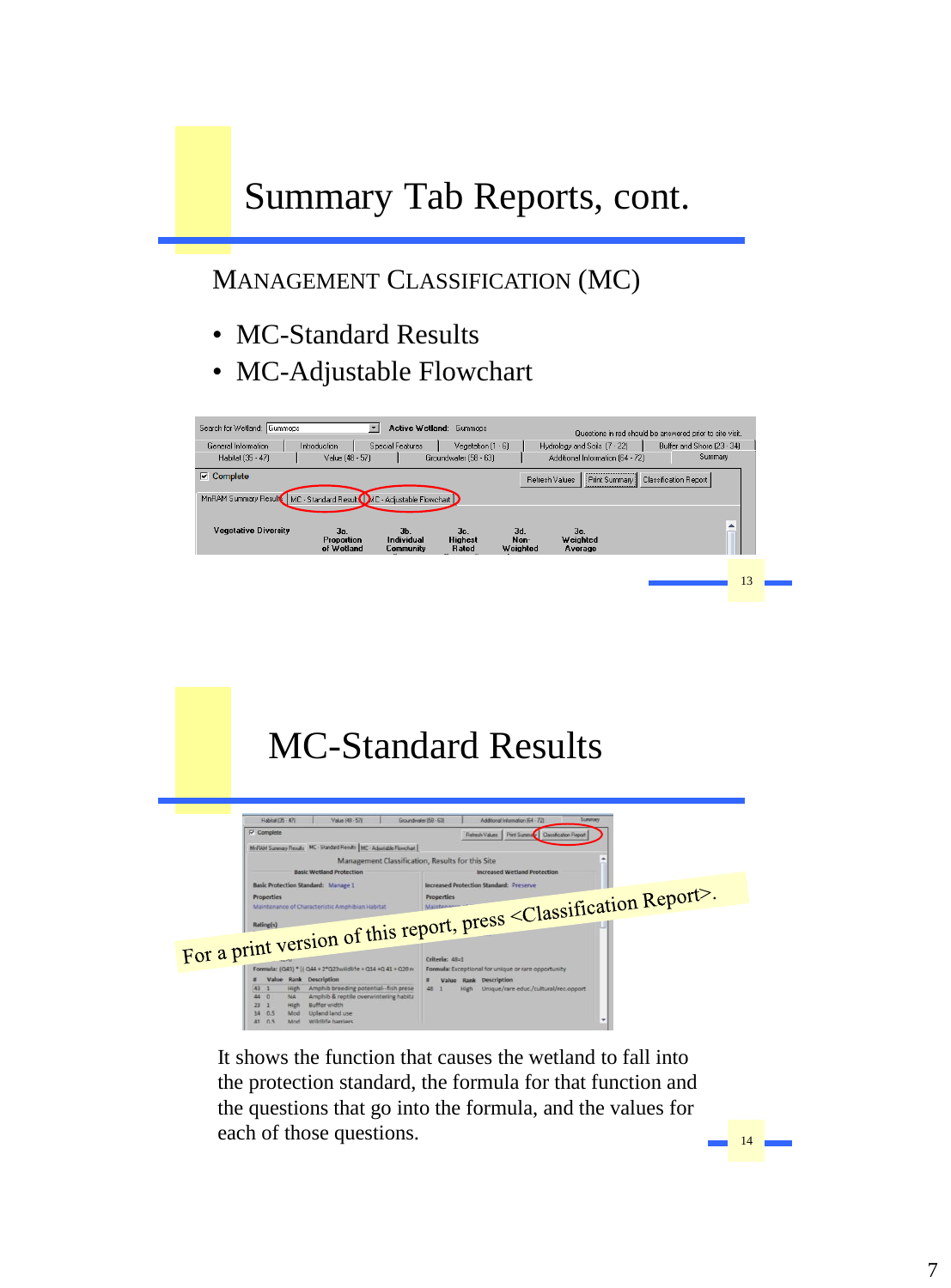# Summary Tab Reports, cont.

MANAGEMENT CLASSIFICATION (MC)

- MC-Standard Results
- MC-Adjustable Flowchart

# MC-Standard Results

For a print version of this report, press <Classification Report>.

It shows the function that causes the wetland to fall into the protection standard, the formula for that function and the questions that go into the formula, and the values for each of those questions.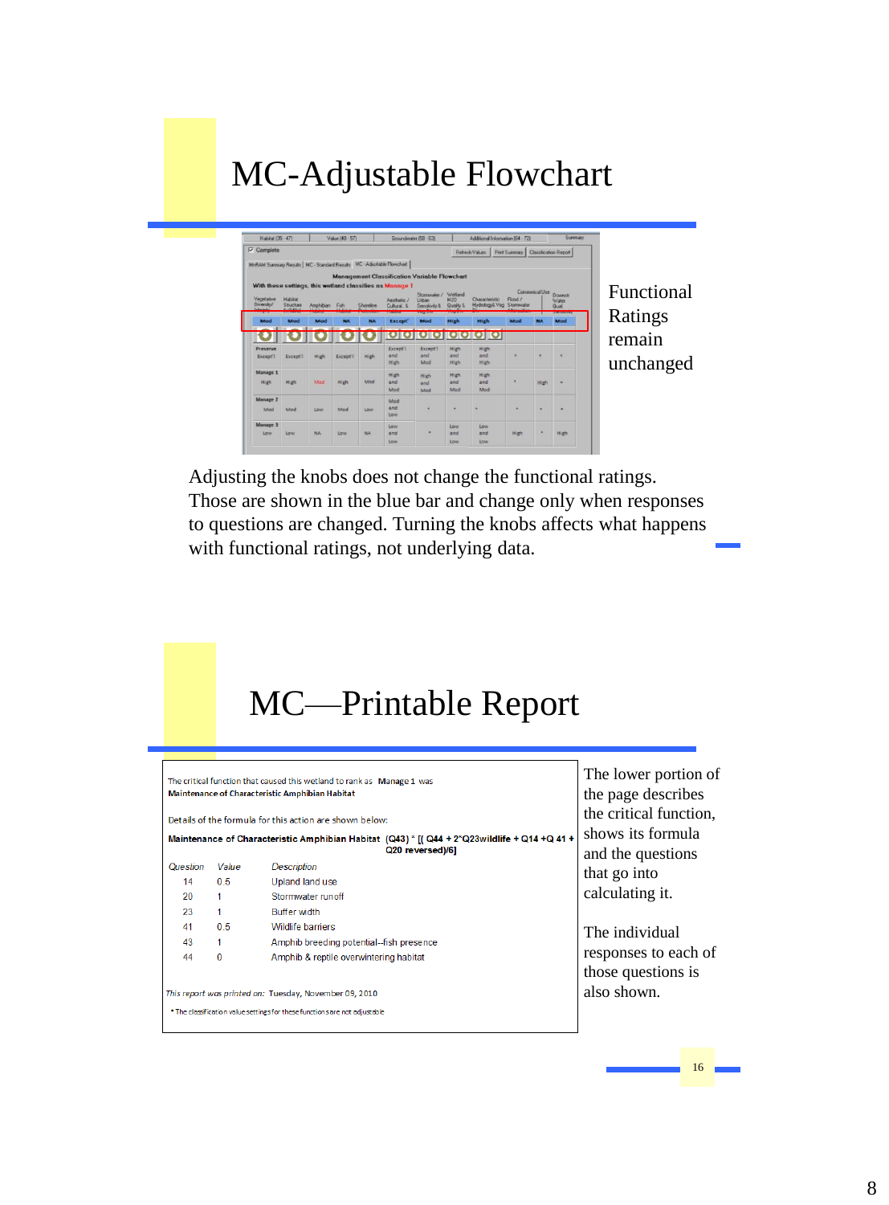# MC-Adjustable Flowchart

Functional Ratings remain unchanged

Adjusting the knobs does not change the functional ratings. Those are shown in the blue bar and change only when responses to questions are changed. Turning the knobs affects what happens with functional ratings, not underlying data.

# MC—Printable Report

The critical function that caused this wetland to rank as **Manage 1** was **Maintenance of Characteristic Amphibian Habitat**

Details of the formula for this action are shown below:

**Maintenance of Characteristic Amphibian Habitat (Q43) * [( Q44 + 2*Q23wildlife + Q14 +Q 41 + Q20 reversed)/6]**

| *Question* | *Value* | *Description* |
|---|---|---|
| 14 | 0.5 | Upland land use |
| 20 | 1 | Stormwater runoff |
| 23 | 1 | Buffer width |
| 41 | 0.5 | Wildlife barriers |
| 43 | 1 | Amphib breeding potential--fish presence |
| 44 | 0 | Amphib & reptile overwintering habitat |

*This report was printed on:* Tuesday, November 09, 2010

* The classification value settings for these functions are not adjustable

The lower portion of the page describes the critical function, shows its formula and the questions that go into calculating it.

The individual responses to each of those questions is also shown.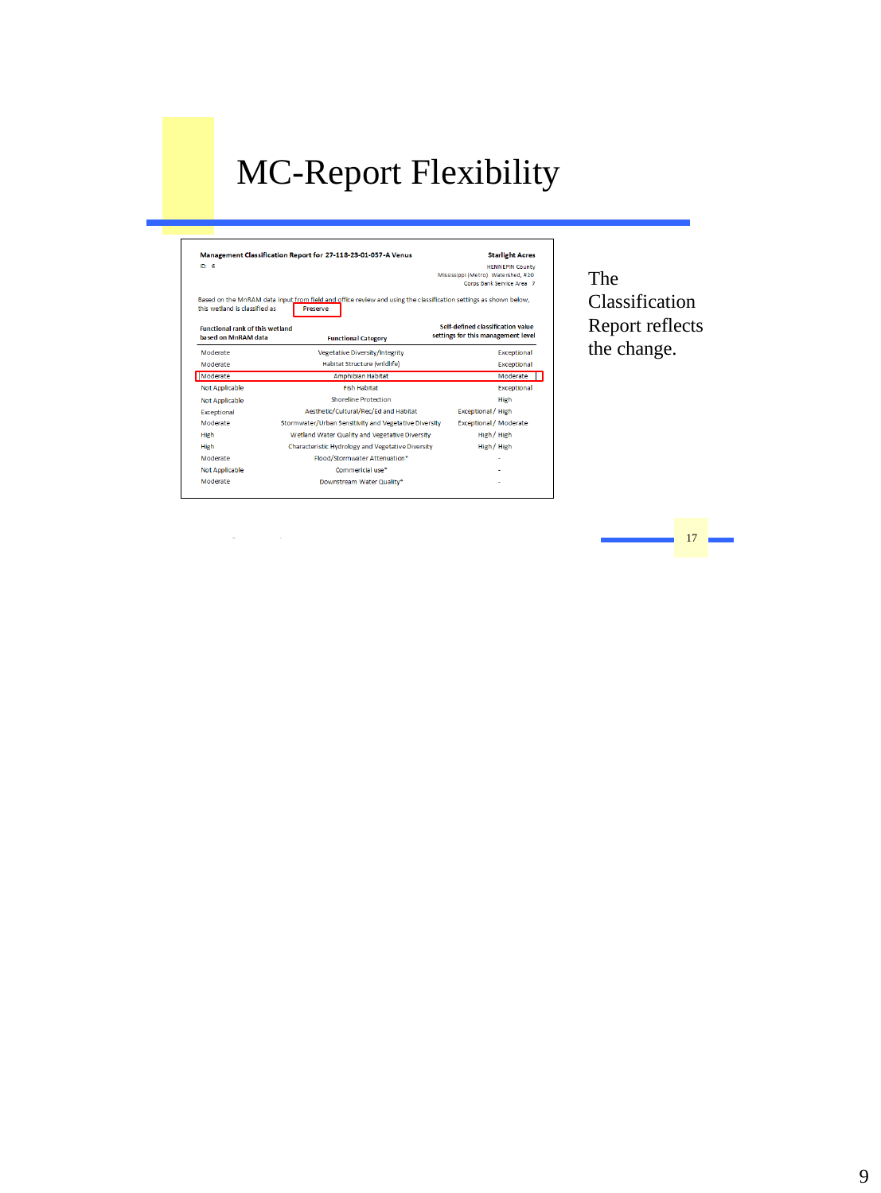# MC-Report Flexibility

**Management Classification Report for 27-118-23-01-057-A Venus** — **Starlight Acres**

ID: 6

HENNEPIN County
Mississippi (Metro) Watershed, #20
Corps Bank Service Area 7

Based on the MnRAM data input from field and office review and using the classification settings as shown below, this wetland is classified as **Preserve**

| Functional rank of this wetland based on MnRAM data | Functional Category | Self-defined classification value settings for this management level |
|---|---|---|
| Moderate | Vegetative Diversity/Integrity | Exceptional |
| Moderate | Habitat Structure (wildlife) | Exceptional |
| Moderate | Amphibian Habitat | Moderate |
| Not Applicable | Fish Habitat | Exceptional |
| Not Applicable | Shoreline Protection | High |
| Exceptional | Aesthetic/Cultural/Rec/Ed and Habitat | Exceptional / High |
| Moderate | Stormwater/Urban Sensitivity and Vegetative Diversity | Exceptional / Moderate |
| High | Wetland Water Quality and Vegetative Diversity | High / High |
| High | Characteristic Hydrology and Vegetative Diversity | High / High |
| Moderate | Flood/Stormwater Attenuation* | - |
| Not Applicable | Commericial use* | - |
| Moderate | Downstream Water Quality* | - |

The Classification Report reflects the change.